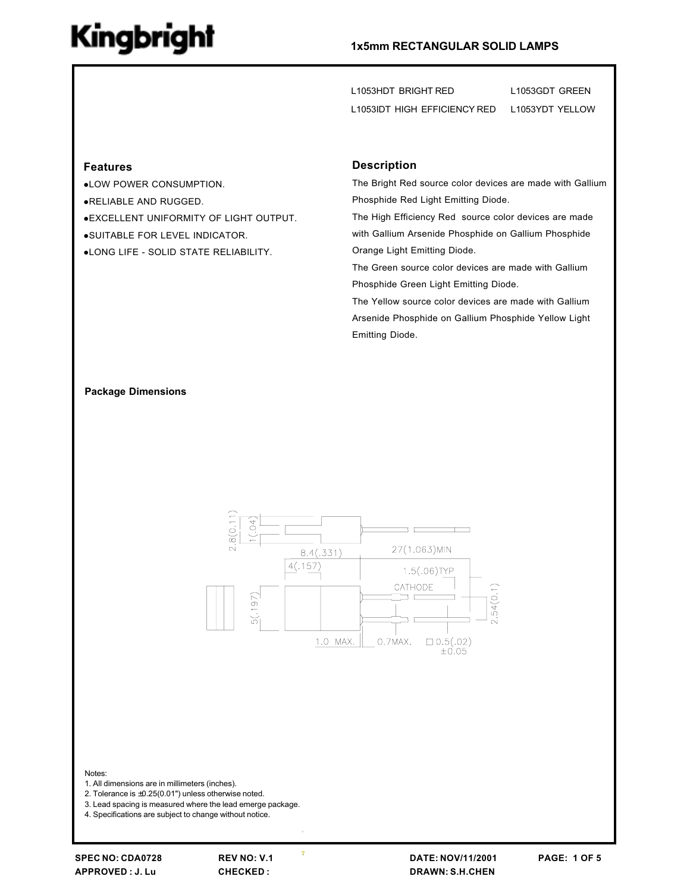# Kingbright

## 1x5mm RECTANGULAR SOLID LAMPS

L1053HDT BRIGHT RED L1053GDT GREEN

L1053IDT HIGH EFFICIENCY RED L1053YDT YELLOW

### Features

- LOW POWER CONSUMPTION.
- RELIABLE AND RUGGED.
- EXCELLENT UNIFORMITY OF LIGHT OUTPUT.
- SUITABLE FOR LEVEL INDICATOR.
- LONG LIFE - SOLID STATE RELIABILITY.

### Description

The Bright Red source color devices are made with Gallium Phosphide Red Light Emitting Diode.

The High Efficiency Red source color devices are made with Gallium Arsenide Phosphide on Gallium Phosphide Orange Light Emitting Diode.

The Green source color devices are made with Gallium Phosphide Green Light Emitting Diode.

The Yellow source color devices are made with Gallium Arsenide Phosphide on Gallium Phosphide Yellow Light Emitting Diode.

### Package Dimensions

2.8(0.11) 1(.04) 8.4(.331) 27(1.063)MIN 4(.157) 1.5(.06)TYP CATHODE 5(.197) 2.54(0.1) 1.0 MAX. 0.7MAX. □0.5(.02) ±0.05

Notes:
1. All dimensions are in millimeters (inches).
2. Tolerance is ±0.25(0.01") unless otherwise noted.
3. Lead spacing is measured where the lead emerge package.
4. Specifications are subject to change without notice.

SPEC NO: CDA0728 REV NO: V.1 DATE: NOV/11/2001
APPROVED : J. Lu CHECKED : DRAWN: S.H.CHEN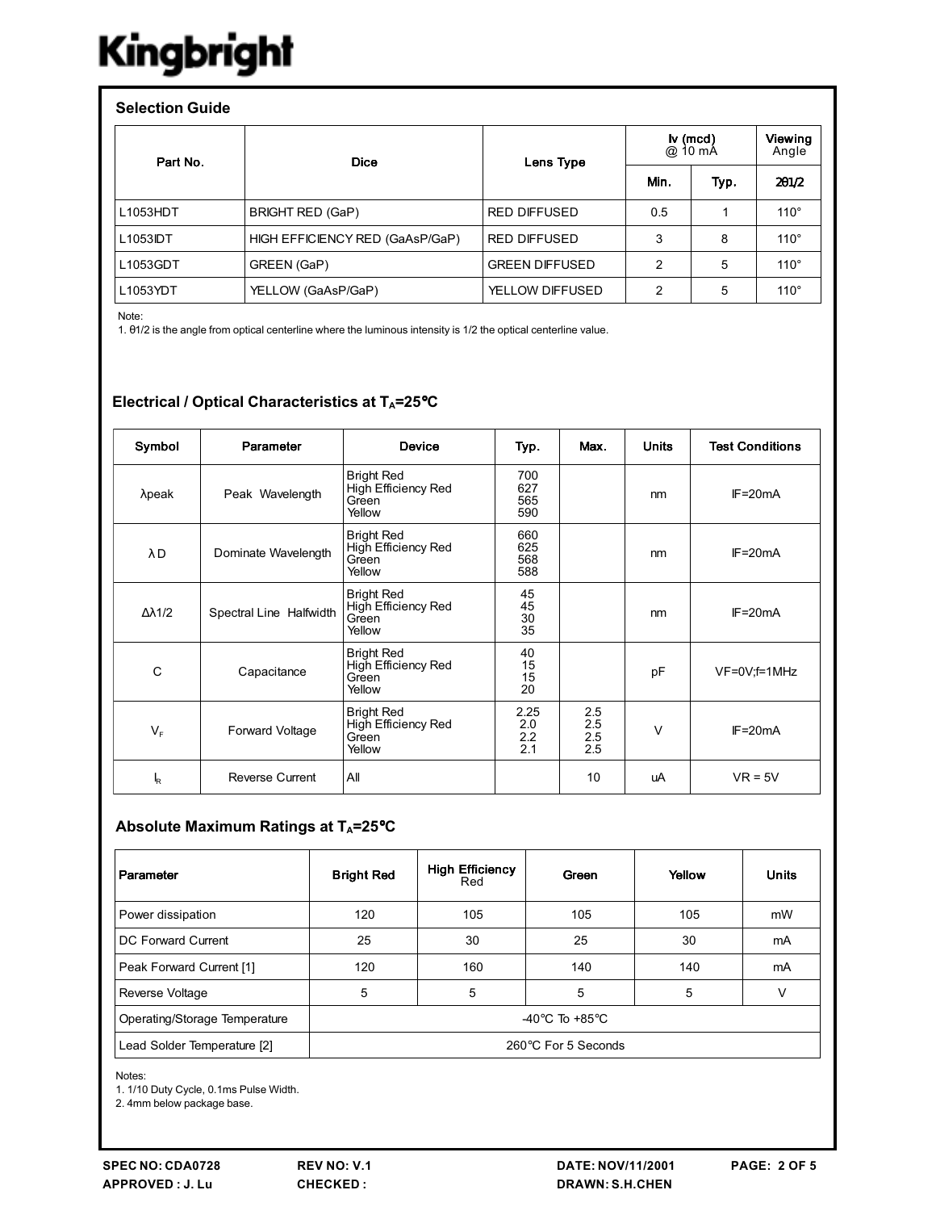## Selection Guide

| Part No. | Dice | Lens Type | Iv (mcd) @ 10 mA | | Viewing Angle |
|---|---|---|---|---|---|
| | | | Min. | Typ. | 2θ1/2 |
| L1053HDT | BRIGHT RED (GaP) | RED DIFFUSED | 0.5 | 1 | 110° |
| L1053IDT | HIGH EFFICIENCY RED (GaAsP/GaP) | RED DIFFUSED | 3 | 8 | 110° |
| L1053GDT | GREEN (GaP) | GREEN DIFFUSED | 2 | 5 | 110° |
| L1053YDT | YELLOW (GaAsP/GaP) | YELLOW DIFFUSED | 2 | 5 | 110° |

Note:
1. θ1/2 is the angle from optical centerline where the luminous intensity is 1/2 the optical centerline value.

## Electrical / Optical Characteristics at $T_A$=25°C

| Symbol | Parameter | Device | Typ. | Max. | Units | Test Conditions |
|---|---|---|---|---|---|---|
| λpeak | Peak Wavelength | Bright Red<br>High Efficiency Red<br>Green<br>Yellow | 700<br>627<br>565<br>590 | | nm | IF=20mA |
| λD | Dominate Wavelength | Bright Red<br>High Efficiency Red<br>Green<br>Yellow | 660<br>625<br>568<br>588 | | nm | IF=20mA |
| Δλ1/2 | Spectral Line Halfwidth | Bright Red<br>High Efficiency Red<br>Green<br>Yellow | 45<br>45<br>30<br>35 | | nm | IF=20mA |
| C | Capacitance | Bright Red<br>High Efficiency Red<br>Green<br>Yellow | 40<br>15<br>15<br>20 | | pF | VF=0V;f=1MHz |
| $V_F$ | Forward Voltage | Bright Red<br>High Efficiency Red<br>Green<br>Yellow | 2.25<br>2.0<br>2.2<br>2.1 | 2.5<br>2.5<br>2.5<br>2.5 | V | IF=20mA |
| $I_R$ | Reverse Current | All | | 10 | uA | VR = 5V |

## Absolute Maximum Ratings at $T_A$=25°C

| Parameter | Bright Red | High Efficiency Red | Green | Yellow | Units |
|---|---|---|---|---|---|
| Power dissipation | 120 | 105 | 105 | 105 | mW |
| DC Forward Current | 25 | 30 | 25 | 30 | mA |
| Peak Forward Current [1] | 120 | 160 | 140 | 140 | mA |
| Reverse Voltage | 5 | 5 | 5 | 5 | V |
| Operating/Storage Temperature | -40°C To +85°C | | | | |
| Lead Solder Temperature [2] | 260°C For 5 Seconds | | | | |

Notes:
1. 1/10 Duty Cycle, 0.1ms Pulse Width.
2. 4mm below package base.

SPEC NO: CDA0728 REV NO: V.1 DATE: NOV/11/2001
APPROVED : J. Lu CHECKED : DRAWN: S.H.CHEN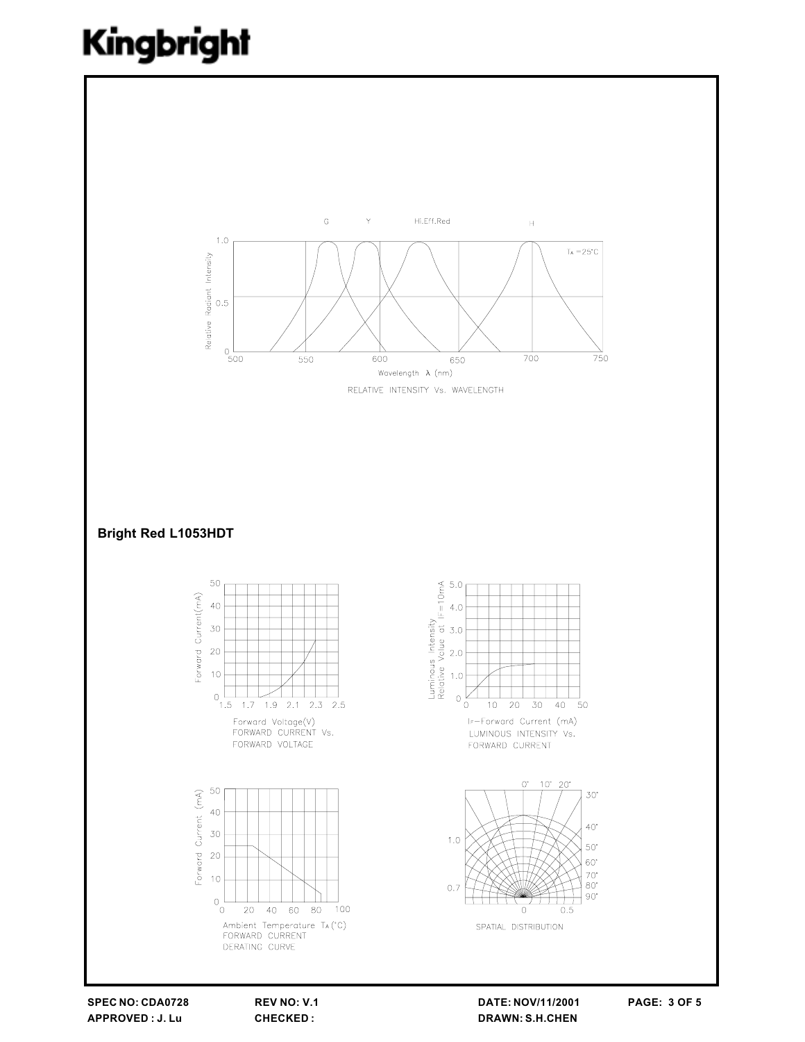RELATIVE INTENSITY Vs. WAVELENGTH

## Bright Red L1053HDT

FORWARD CURRENT Vs. FORWARD VOLTAGE

LUMINOUS INTENSITY Vs. FORWARD CURRENT

FORWARD CURRENT DERATING CURVE

SPATIAL DISTRIBUTION

**SPEC NO: CDA0728** **REV NO: V.1** **DATE: NOV/11/2001**
**APPROVED : J. Lu** **CHECKED :** **DRAWN: S.H.CHEN**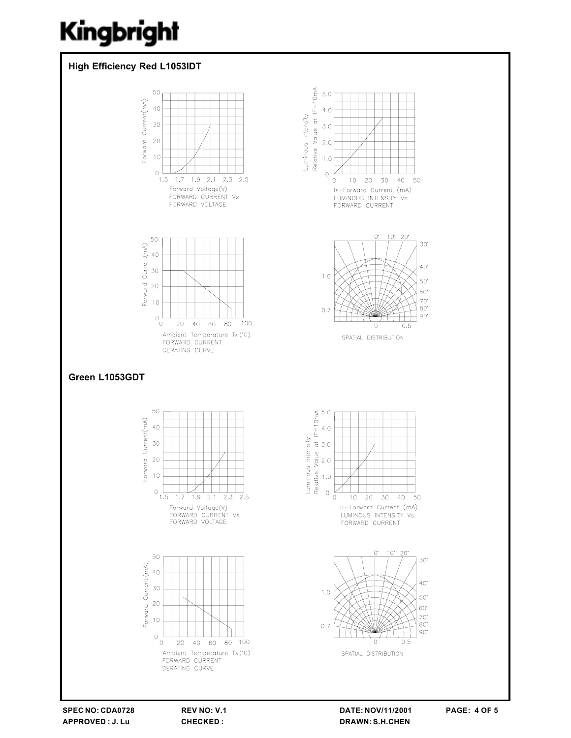## High Efficiency Red L1053IDT

FORWARD CURRENT Vs FORWARD VOLTAGE

LUMINOUS INTENSITY Vs. FORWARD CURRENT

FORWARD CURRENT DERATING CURVE

SPATIAL DISTRIBUTION

## Green L1053GDT

FORWARD CURRENT Vs FORWARD VOLTAGE

LUMINOUS INTENSITY Vs. FORWARD CURRENT

FORWARD CURRENT DERATING CURVE

SPATIAL DISTRIBUTION

**SPEC NO: CDA0728** **REV NO: V.1** **DATE: NOV/11/2001**
**APPROVED : J. Lu** **CHECKED :** **DRAWN: S.H.CHEN**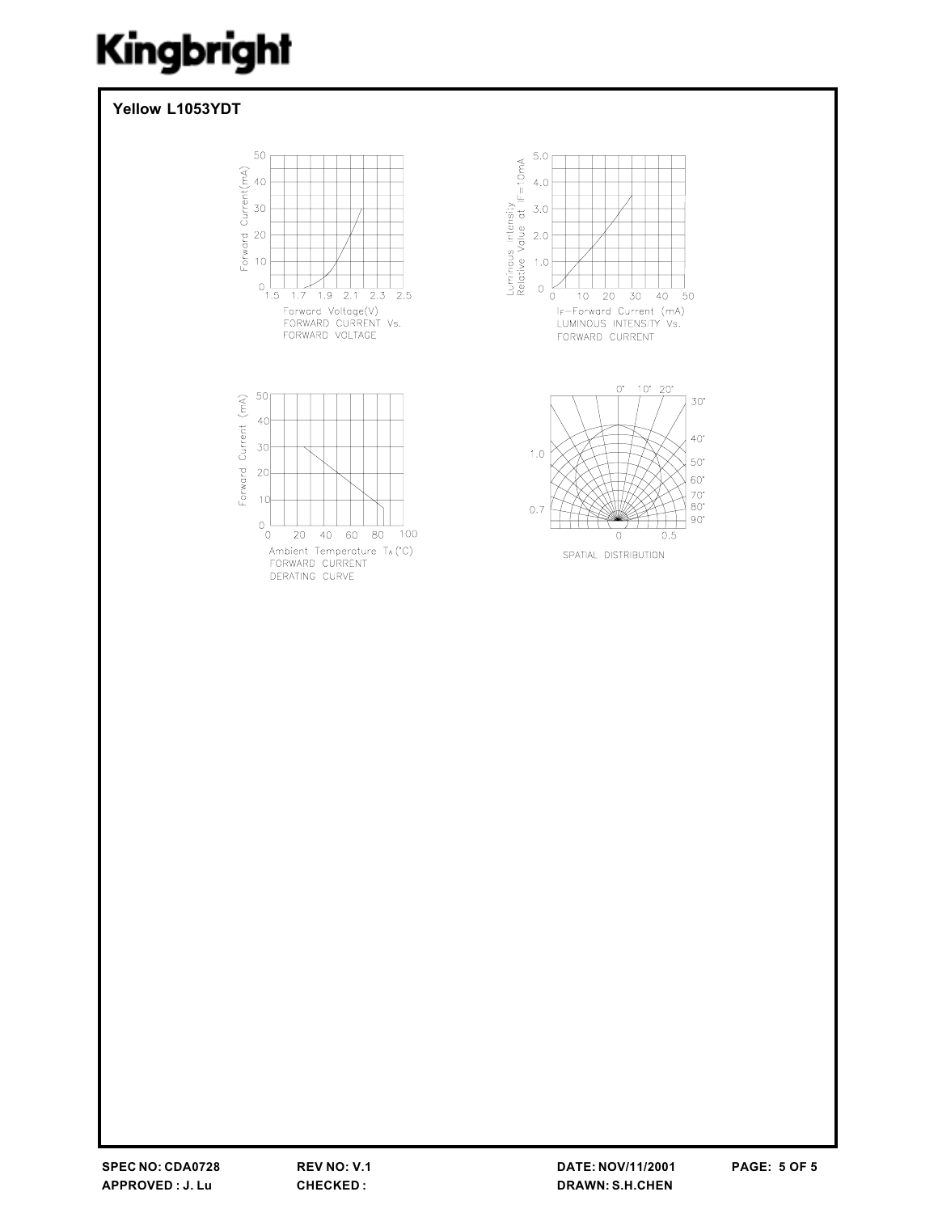## Yellow L1053YDT

Forward Current(mA)

50
40
30
20
10
0

1.5 1.7 1.9 2.1 2.3 2.5

Forward Voltage(V)

FORWARD CURRENT Vs. FORWARD VOLTAGE

Luminous Intensity Relative Value at IF=10mA

5.0
4.0
3.0
2.0
1.0
0

0 10 20 30 40 50

IF-Forward Current (mA)

LUMINOUS INTENSITY Vs. FORWARD CURRENT

Forward Current (mA)

50
40
30
20
10
0

0 20 40 60 80 100

Ambient Temperature TA (°C)

FORWARD CURRENT DERATING CURVE

0° 10° 20° 30° 40° 50° 60° 70° 80° 90°

1.0
0.7

0 0.5

SPATIAL DISTRIBUTION

**SPEC NO: CDA0728** **REV NO: V.1** **DATE: NOV/11/2001**

**APPROVED : J. Lu** **CHECKED :** **DRAWN: S.H.CHEN**